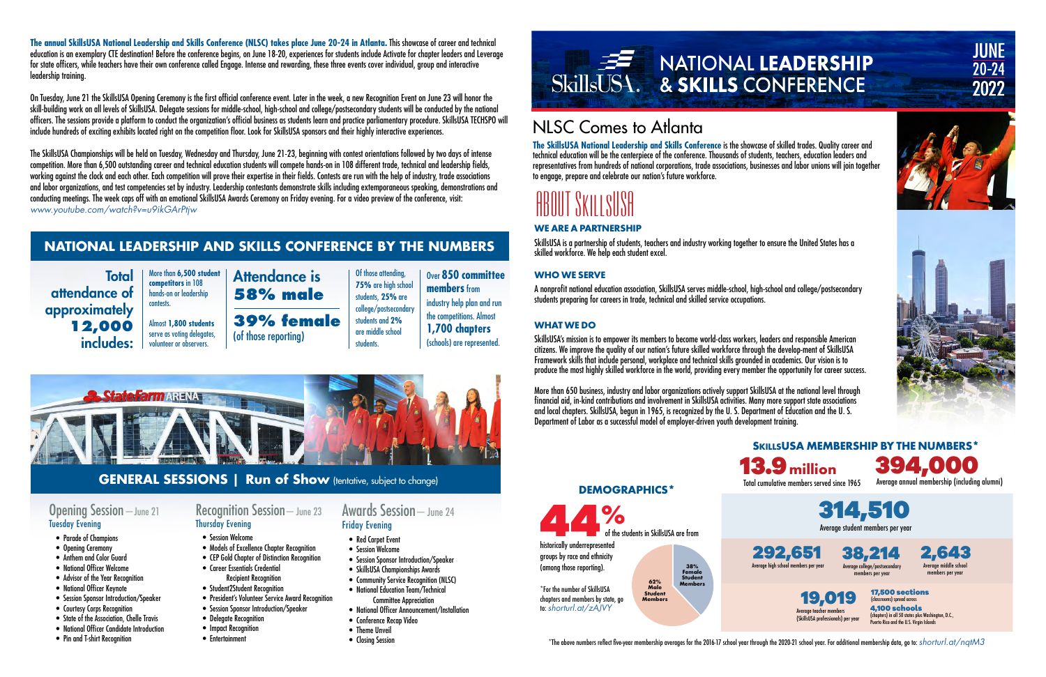**The annual SkillsUSA National Leadership and Skills Conference (NLSC) takes place June 20-24 in Atlanta.** This showcase of career and technical education is an exemplary CTE destination! Before the conference begins, on June 18-20, experiences for students include Activate for chapter leaders and Leverage for state officers, while teachers have their own conference called Engage. Intense and rewarding, these three events cover individual, group and interactive leadership training.

On Tuesday, June 21 the SkillsUSA Opening Ceremony is the first official conference event. Later in the week, a new Recognition Event on June 23 will honor the skill-building work on all levels of SkillsUSA. Delegate sessions for middle-school, high-school and college/postsecondary students will be conducted by the national officers. The sessions provide a platform to conduct the organization's official business as students learn and practice parliamentary procedure. SkillsUSA TECHSPO will include hundreds of exciting exhibits located right on the competition floor. Look for SkillsUSA sponsors and their highly interactive experiences.

The SkillsUSA Championships will be held on Tuesday, Wednesday and Thursday, June 21-23, beginning with contest orientations followed by two days of intense competition. More than 6,500 outstanding career and technical education students will compete hands-on in 108 different trade, technical and leadership fields, working against the clock and each other. Each competition will prove their expertise in their fields. Contests are run with the help of industry, trade associations and labor organizations, and test competencies set by industry. Leadership contestants demonstrate skills including extemporaneous speaking, demonstrations and conducting meetings. The week caps off with an emotional SkillsUSA Awards Ceremony on Friday evening. For a video preview of the conference, visit: *www.youtube.com/watch?v=u9ikGArPtjw*

## NATIONAL LEADERSHIP AND SKILLS CONFERENCE BY THE NUMBERS

**Total attendance of approximately 12,000 includes:**

- More than **6,500 student competitors** in 108 hands-on or leadership contests.
- Almost **1,800 students** serve as voting delegates, volunteer or observers.

**Attendance is 58% male**

**39% female** (of those reporting)

Of those attending, **75%** are high school students, **25%** are college/postsecondary students and **2%** are middle school students.

Over **850 committee members** from industry help plan and run the competitions. Almost **1,700 chapters** (schools) are represented.

## GENERAL SESSIONS | Run of Show (tentative, subject to change)

### Opening Session – June 21
**Tuesday Evening**

- Parade of Champions
- Opening Ceremony
- Anthem and Color Guard
- National Officer Welcome
- Advisor of the Year Recognition
- National Officer Keynote
- Session Sponsor Introduction/Speaker
- Courtesy Corps Recognition
- State of the Association, Chelle Travis
- National Officer Candidate Introduction
- Pin and T-shirt Recognition

### Recognition Session – June 23
**Thursday Evening**

- Session Welcome
- Models of Excellence Chapter Recognition
- CEP Gold Chapter of Distinction Recognition
- Career Essentials Credential Recipient Recognition
- Student2Student Recognition
- President's Volunteer Service Award Recognition
- Session Sponsor Introduction/Speaker
- Delegate Recognition
- Impact Recognition
- Entertainment

### Awards Session – June 24
**Friday Evening**

- Red Carpet Event
- Session Welcome
- Session Sponsor Introduction/Speaker
- SkillsUSA Championships Awards
- Community Service Recognition (NLSC)
- National Education Team/Technical Committee Appreciation
- National Officer Announcement/Installation
- Conference Recap Video
- Theme Unveil
- Closing Session

# SkillsUSA NATIONAL LEADERSHIP & SKILLS CONFERENCE

**JUNE 20-24 2022**

## NLSC Comes to Atlanta

**The SkillsUSA National Leadership and Skills Conference** is the showcase of skilled trades. Quality career and technical education will be the centerpiece of the conference. Thousands of students, teachers, education leaders and representatives from hundreds of national corporations, trade associations, businesses and labor unions will join together to engage, prepare and celebrate our nation's future workforce.

## ABOUT SKILLSUSA

### WE ARE A PARTNERSHIP

SkillsUSA is a partnership of students, teachers and industry working together to ensure the United States has a skilled workforce. We help each student excel.

### WHO WE SERVE

A nonprofit national education association, SkillsUSA serves middle-school, high-school and college/postsecondary students preparing for careers in trade, technical and skilled service occupations.

### WHAT WE DO

SkillsUSA's mission is to empower its members to become world-class workers, leaders and responsible American citizens. We improve the quality of our nation's future skilled workforce through the develop-ment of SkillsUSA Framework skills that include personal, workplace and technical skills grounded in academics. Our vision is to produce the most highly skilled workforce in the world, providing every member the opportunity for career success.

More than 650 business, industry and labor organizations actively support SkillsUSA at the national level through financial aid, in-kind contributions and involvement in SkillsUSA activities. Many more support state associations and local chapters. SkillsUSA, begun in 1965, is recognized by the U. S. Department of Education and the U. S. Department of Labor as a successful model of employer-driven youth development training.

### DEMOGRAPHICS*

**44%** of the students in SkillsUSA are from historically underrepresented groups by race and ethnicity (among those reporting).

62% Male Student Members; 38% Female Student Members

*For the number of SkillsUSA chapters and members by state, go to: *shorturl.at/zAJVY*

### SKILLSUSA MEMBERSHIP BY THE NUMBERS*

- **13.9 million** Total cumulative members served since 1965
- **394,000** Average annual membership (including alumni)
- **314,510** Average student members per year
- **292,651** Average high school members per year
- **38,214** Average college/postsecondary members per year
- **2,643** Average middle school members per year
- **19,019** Average teacher members (SkillsUSA professionals) per year
- **17,500 sections** (classrooms) spread across **4,100 schools** (chapters) in all 50 states plus Washington, D.C., Puerto Rico and the U.S. Virgin Islands

*The above numbers reflect five-year membership averages for the 2016-17 school year through the 2020-21 school year. For additional membership data, go to: *shorturl.at/nqtM3*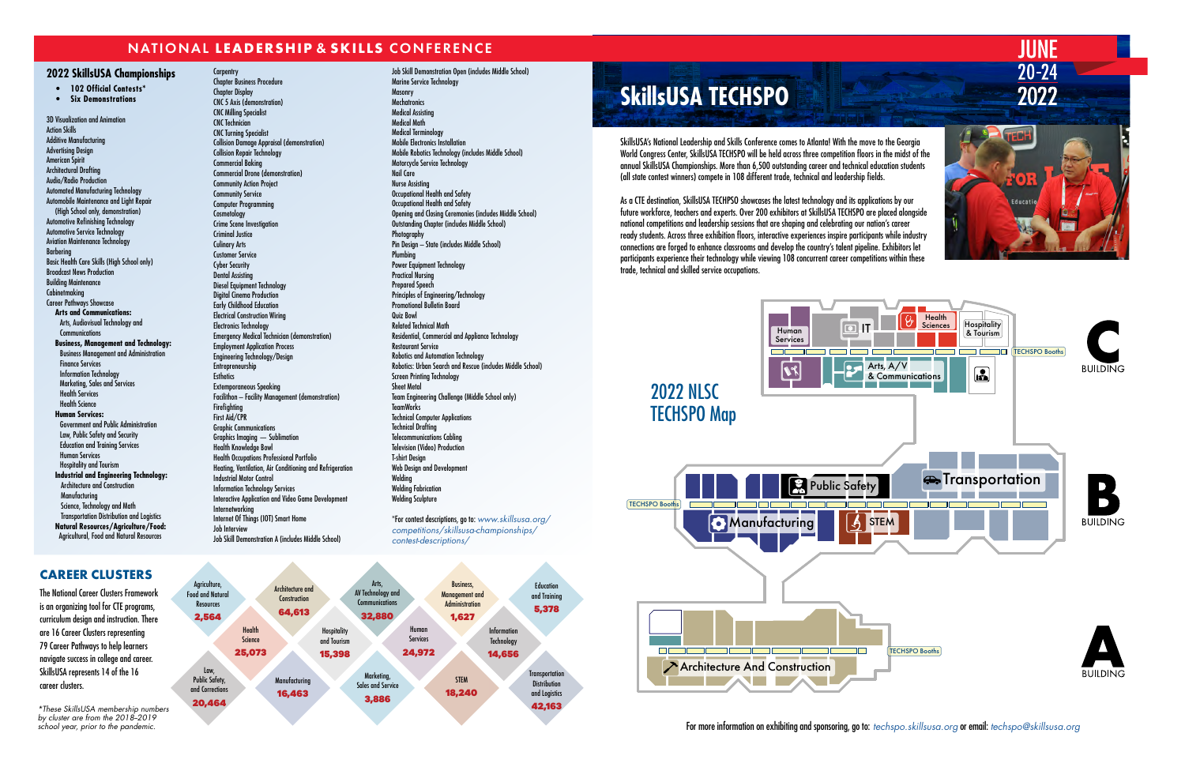# NATIONAL **LEADERSHIP & SKILLS** CONFERENCE

## 2022 SkillsUSA Championships

- **102 Official Contests***
- **Six Demonstrations**

3D Visualization and Animation
Action Skills
Additive Manufacturing
Advertising Design
American Spirit
Architectural Drafting
Audio/Radio Production
Automated Manufacturing Technology
Automobile Maintenance and Light Repair (High School only, demonstration)
Automotive Refinishing Technology
Automotive Service Technology
Aviation Maintenance Technology
Barbering
Basic Health Care Skills (High School only)
Broadcast News Production
Building Maintenance
Cabinetmaking
Career Pathways Showcase

**Arts and Communications:**
Arts, Audiovisual Technology and Communications

**Business, Management and Technology:**
Business Management and Administration
Finance Services
Information Technology
Marketing, Sales and Services
Health Services
Health Science

**Human Services:**
Government and Public Administration
Law, Public Safety and Security
Education and Training Services
Human Services
Hospitality and Tourism

**Industrial and Engineering Technology:**
Architecture and Construction
Manufacturing
Science, Technology and Math
Transportation Distribution and Logistics

**Natural Resources/Agriculture/Food:**
Agricultural, Food and Natural Resources

Carpentry
Chapter Business Procedure
Chapter Display
CNC 5 Axis (demonstration)
CNC Milling Specialist
CNC Technician
CNC Turning Specialist
Collision Damage Appraisal (demonstration)
Collision Repair Technology
Commercial Baking
Commercial Drone (demonstration)
Community Action Project
Community Service
Computer Programming
Cosmetology
Crime Scene Investigation
Criminal Justice
Culinary Arts
Customer Service
Cyber Security
Dental Assisting
Diesel Equipment Technology
Digital Cinema Production
Early Childhood Education
Electrical Construction Wiring
Electronics Technology
Emergency Medical Technician (demonstration)
Employment Application Process
Engineering Technology/Design
Entrepreneurship
Esthetics
Extemporaneous Speaking
Facilitron – Facility Management (demonstration)
Firefighting
First Aid/CPR
Graphic Communications
Graphics Imaging — Sublimation
Health Knowledge Bowl
Health Occupations Professional Portfolio
Heating, Ventilation, Air Conditioning and Refrigeration
Industrial Motor Control
Information Technology Services
Interactive Application and Video Game Development
Internetworking
Internet Of Things (IOT) Smart Home
Job Interview
Job Skill Demonstration A (includes Middle School)
Job Skill Demonstration Open (includes Middle School)
Marine Service Technology
Masonry
Mechatronics
Medical Assisting
Medical Math
Medical Terminology
Mobile Electronics Installation
Mobile Robotics Technology (includes Middle School)
Motorcycle Service Technology
Nail Care
Nurse Assisting
Occupational Health and Safety
Occupational Health and Safety
Opening and Closing Ceremonies (includes Middle School)
Outstanding Chapter (includes Middle School)
Photography
Pin Design – State (includes Middle School)
Plumbing
Power Equipment Technology
Practical Nursing
Prepared Speech
Principles of Engineering/Technology
Promotional Bulletin Board
Quiz Bowl
Related Technical Math
Residential, Commercial and Appliance Technology
Restaurant Service
Robotics and Automation Technology
Robotics: Urban Search and Rescue (includes Middle School)
Screen Printing Technology
Sheet Metal
Team Engineering Challenge (Middle School only)
TeamWorks
Technical Computer Applications
Technical Drafting
Telecommunications Cabling
Television (Video) Production
T-shirt Design
Web Design and Development
Welding
Welding Fabrication
Welding Sculpture

*For contest descriptions, go to: *www.skillsusa.org/competitions/skillsusa-championships/contest-descriptions/*

# SkillsUSA TECHSPO

JUNE 20-24 2022

SkillsUSA's National Leadership and Skills Conference comes to Atlanta! With the move to the Georgia World Congress Center, SkillsUSA TECHSPO will be held across three competition floors in the midst of the annual SkillsUSA Championships. More than 6,500 outstanding career and technical education students (all state contest winners) compete in 108 different trade, technical and leadership fields.

As a CTE destination, SkillsUSA TECHSPO showcases the latest technology and its applications by our future workforce, teachers and experts. Over 200 exhibitors at SkillsUSA TECHSPO are placed alongside national competitions and leadership sessions that are shaping and celebrating our nation's career ready students. Across three exhibition floors, interactive experiences inspire participants while industry connections are forged to enhance classrooms and develop the country's talent pipeline. Exhibitors let participants experience their technology while viewing 108 concurrent career competitions within these trade, technical and skilled service occupations.

## 2022 NLSC TECHSPO Map

C BUILDING
Human Services
IT
Health Sciences
Hospitality & Tourism
TECHSPO Booths
Arts, A/V & Communications

B BUILDING
TECHSPO Booths
Public Safety
Transportation
Manufacturing
STEM

A BUILDING
TECHSPO Booths
Architecture And Construction

## CAREER CLUSTERS

The National Career Clusters Framework is an organizing tool for CTE programs, curriculum design and instruction. There are 16 Career Clusters representing 79 Career Pathways to help learners navigate success in college and career. SkillsUSA represents 14 of the 16 career clusters.

Agriculture, Food and Natural Resources
2,564

Architecture and Construction
64,613

Arts, AV Technology and Communications
32,880

Business, Management and Administration
1,627

Education and Training
5,378

Health Science
25,073

Hospitality and Tourism
15,398

Human Services
24,972

Information Technology
14,656

Law, Public Safety, and Corrections
20,464

Manufacturing
16,463

Marketing, Sales and Service
3,886

STEM
18,240

Transportation Distribution and Logistics
42,163

*These SkillsUSA membership numbers by cluster are from the 2018-2019 school year, prior to the pandemic.*

For more information on exhibiting and sponsoring, go to: *techspo.skillsusa.org* or email: *techspo@skillsusa.org*